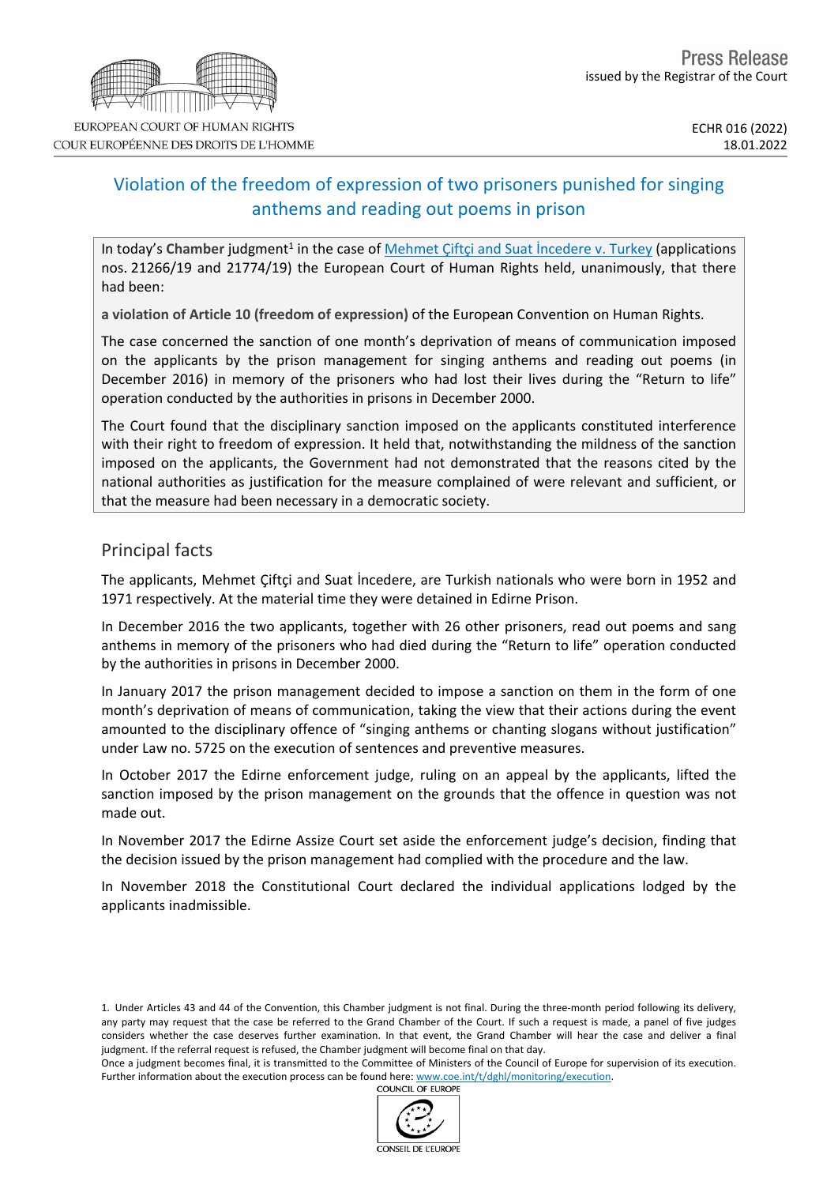EUROPEAN COURT OF HUMAN RIGHTS
COUR EUROPÉENNE DES DROITS DE L'HOMME

Press Release
issued by the Registrar of the Court

ECHR 016 (2022)
18.01.2022

# Violation of the freedom of expression of two prisoners punished for singing anthems and reading out poems in prison

In today's **Chamber** judgment[1] in the case of Mehmet Çiftçi and Suat İncedere v. Turkey (applications nos. 21266/19 and 21774/19) the European Court of Human Rights held, unanimously, that there had been:

**a violation of Article 10 (freedom of expression)** of the European Convention on Human Rights.

The case concerned the sanction of one month's deprivation of means of communication imposed on the applicants by the prison management for singing anthems and reading out poems (in December 2016) in memory of the prisoners who had lost their lives during the "Return to life" operation conducted by the authorities in prisons in December 2000.

The Court found that the disciplinary sanction imposed on the applicants constituted interference with their right to freedom of expression. It held that, notwithstanding the mildness of the sanction imposed on the applicants, the Government had not demonstrated that the reasons cited by the national authorities as justification for the measure complained of were relevant and sufficient, or that the measure had been necessary in a democratic society.

## Principal facts

The applicants, Mehmet Çiftçi and Suat İncedere, are Turkish nationals who were born in 1952 and 1971 respectively. At the material time they were detained in Edirne Prison.

In December 2016 the two applicants, together with 26 other prisoners, read out poems and sang anthems in memory of the prisoners who had died during the "Return to life" operation conducted by the authorities in prisons in December 2000.

In January 2017 the prison management decided to impose a sanction on them in the form of one month's deprivation of means of communication, taking the view that their actions during the event amounted to the disciplinary offence of "singing anthems or chanting slogans without justification" under Law no. 5725 on the execution of sentences and preventive measures.

In October 2017 the Edirne enforcement judge, ruling on an appeal by the applicants, lifted the sanction imposed by the prison management on the grounds that the offence in question was not made out.

In November 2017 the Edirne Assize Court set aside the enforcement judge's decision, finding that the decision issued by the prison management had complied with the procedure and the law.

In November 2018 the Constitutional Court declared the individual applications lodged by the applicants inadmissible.

1. Under Articles 43 and 44 of the Convention, this Chamber judgment is not final. During the three-month period following its delivery, any party may request that the case be referred to the Grand Chamber of the Court. If such a request is made, a panel of five judges considers whether the case deserves further examination. In that event, the Grand Chamber will hear the case and deliver a final judgment. If the referral request is refused, the Chamber judgment will become final on that day.
Once a judgment becomes final, it is transmitted to the Committee of Ministers of the Council of Europe for supervision of its execution. Further information about the execution process can be found here: www.coe.int/t/dghl/monitoring/execution.

COUNCIL OF EUROPE
CONSEIL DE L'EUROPE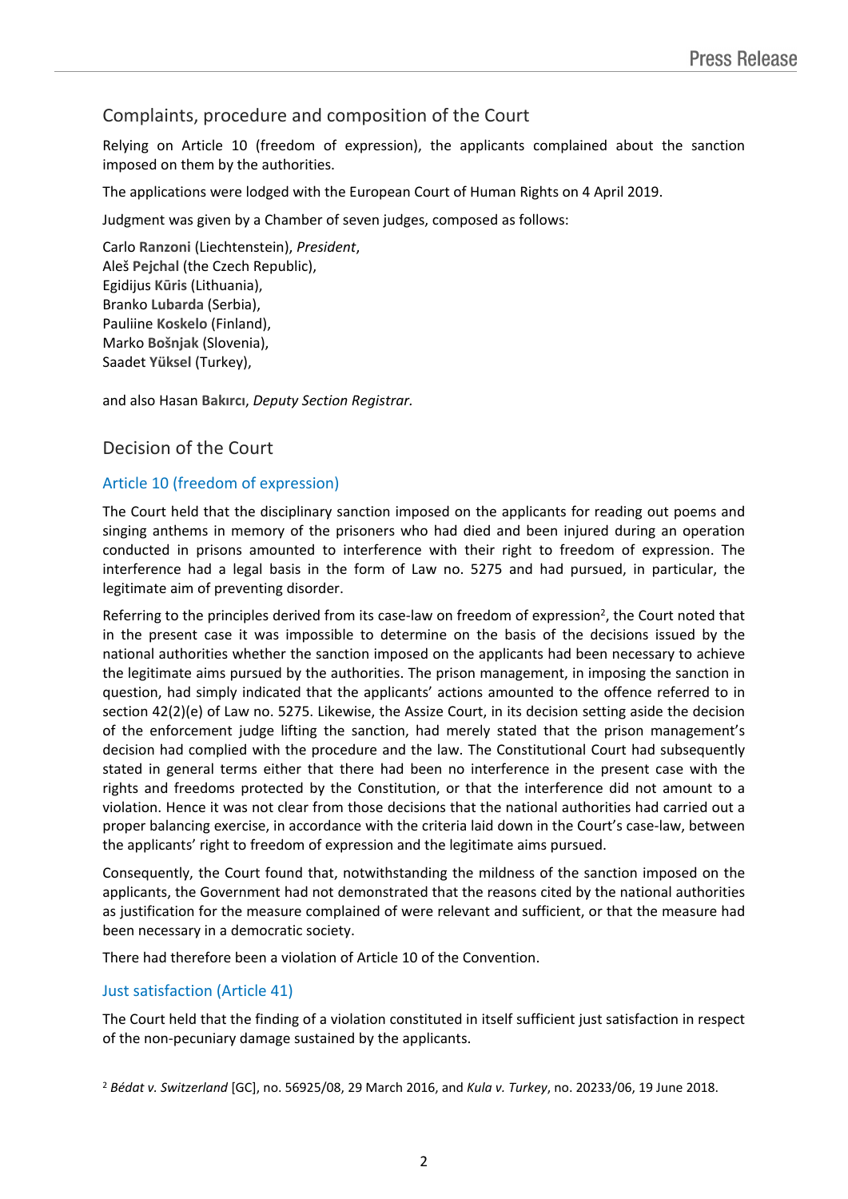## Complaints, procedure and composition of the Court

Relying on Article 10 (freedom of expression), the applicants complained about the sanction imposed on them by the authorities.

The applications were lodged with the European Court of Human Rights on 4 April 2019.

Judgment was given by a Chamber of seven judges, composed as follows:

Carlo **Ranzoni** (Liechtenstein), *President*,
Aleš **Pejchal** (the Czech Republic),
Egidijus **Kūris** (Lithuania),
Branko **Lubarda** (Serbia),
Pauliine **Koskelo** (Finland),
Marko **Bošnjak** (Slovenia),
Saadet **Yüksel** (Turkey),

and also Hasan **Bakırcı**, *Deputy Section Registrar.*

## Decision of the Court

### Article 10 (freedom of expression)

The Court held that the disciplinary sanction imposed on the applicants for reading out poems and singing anthems in memory of the prisoners who had died and been injured during an operation conducted in prisons amounted to interference with their right to freedom of expression. The interference had a legal basis in the form of Law no. 5275 and had pursued, in particular, the legitimate aim of preventing disorder.

Referring to the principles derived from its case-law on freedom of expression[2], the Court noted that in the present case it was impossible to determine on the basis of the decisions issued by the national authorities whether the sanction imposed on the applicants had been necessary to achieve the legitimate aims pursued by the authorities. The prison management, in imposing the sanction in question, had simply indicated that the applicants' actions amounted to the offence referred to in section 42(2)(e) of Law no. 5275. Likewise, the Assize Court, in its decision setting aside the decision of the enforcement judge lifting the sanction, had merely stated that the prison management's decision had complied with the procedure and the law. The Constitutional Court had subsequently stated in general terms either that there had been no interference in the present case with the rights and freedoms protected by the Constitution, or that the interference did not amount to a violation. Hence it was not clear from those decisions that the national authorities had carried out a proper balancing exercise, in accordance with the criteria laid down in the Court's case-law, between the applicants' right to freedom of expression and the legitimate aims pursued.

Consequently, the Court found that, notwithstanding the mildness of the sanction imposed on the applicants, the Government had not demonstrated that the reasons cited by the national authorities as justification for the measure complained of were relevant and sufficient, or that the measure had been necessary in a democratic society.

There had therefore been a violation of Article 10 of the Convention.

### Just satisfaction (Article 41)

The Court held that the finding of a violation constituted in itself sufficient just satisfaction in respect of the non-pecuniary damage sustained by the applicants.

[2] *Bédat v. Switzerland* [GC], no. 56925/08, 29 March 2016, and *Kula v. Turkey*, no. 20233/06, 19 June 2018.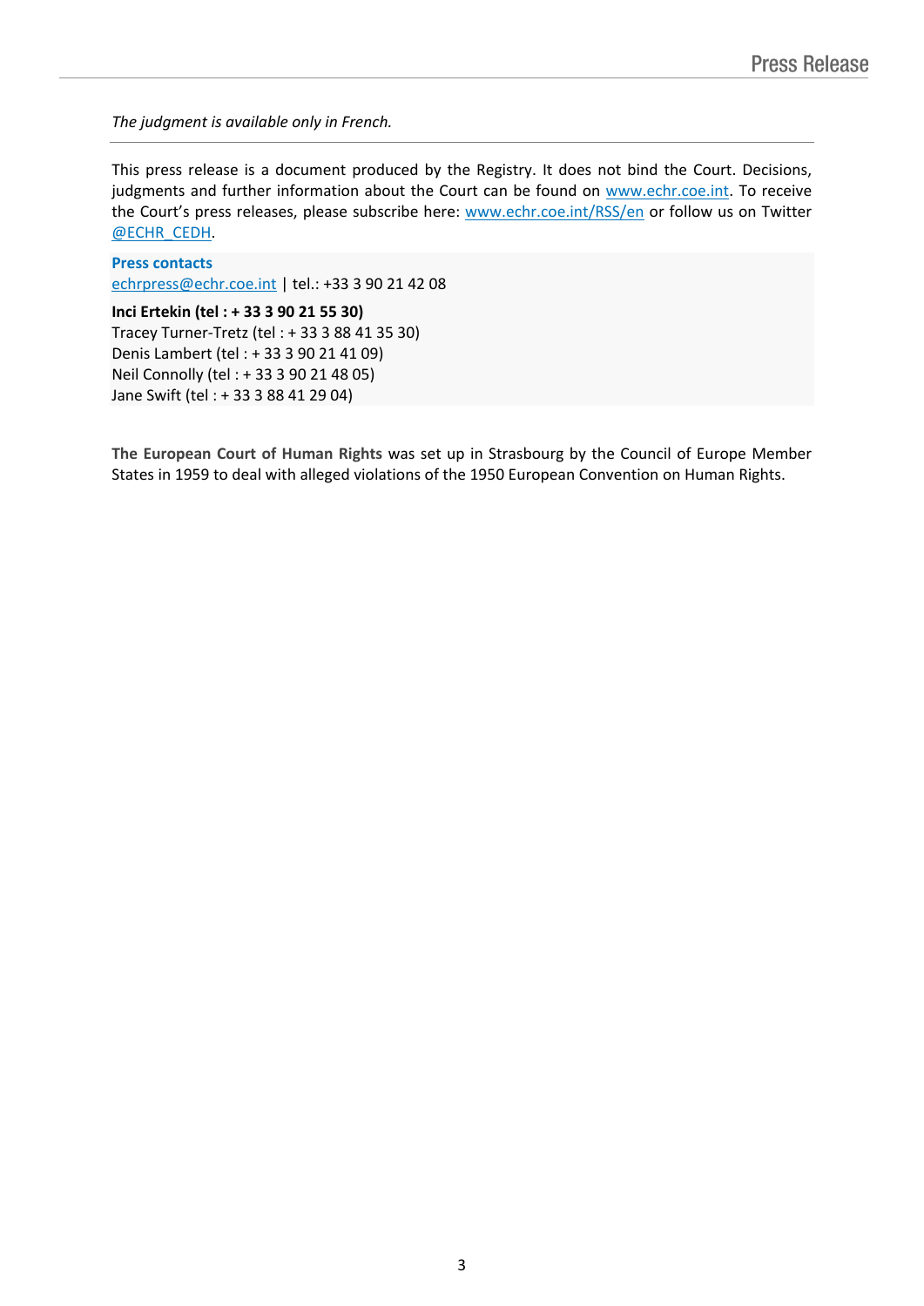*The judgment is available only in French.*

---

This press release is a document produced by the Registry. It does not bind the Court. Decisions, judgments and further information about the Court can be found on [www.echr.coe.int](http://www.echr.coe.int). To receive the Court's press releases, please subscribe here: [www.echr.coe.int/RSS/en](http://www.echr.coe.int/RSS/en) or follow us on Twitter [@ECHR_CEDH](https://twitter.com/ECHR_CEDH).

**Press contacts**
[echrpress@echr.coe.int](mailto:echrpress@echr.coe.int) | tel.: +33 3 90 21 42 08

**Inci Ertekin (tel : + 33 3 90 21 55 30)**
Tracey Turner-Tretz (tel : + 33 3 88 41 35 30)
Denis Lambert (tel : + 33 3 90 21 41 09)
Neil Connolly (tel : + 33 3 90 21 48 05)
Jane Swift (tel : + 33 3 88 41 29 04)

**The European Court of Human Rights** was set up in Strasbourg by the Council of Europe Member States in 1959 to deal with alleged violations of the 1950 European Convention on Human Rights.